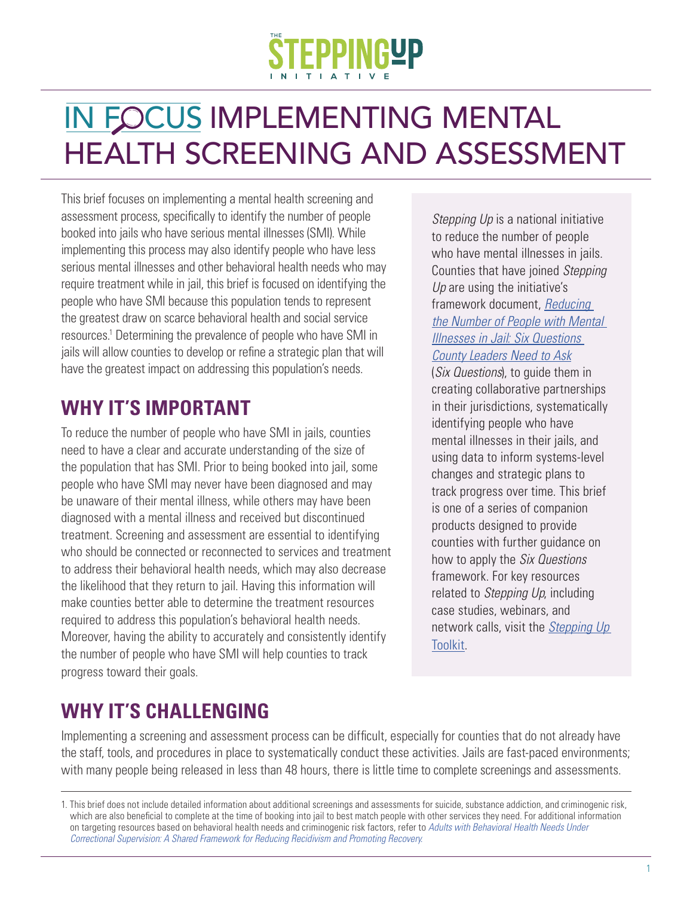THE STEPPING UP INITIATIVE

# IN FOCUS IMPLEMENTING MENTAL HEALTH SCREENING AND ASSESSMENT

This brief focuses on implementing a mental health screening and assessment process, specifically to identify the number of people booked into jails who have serious mental illnesses (SMI). While implementing this process may also identify people who have less serious mental illnesses and other behavioral health needs who may require treatment while in jail, this brief is focused on identifying the people who have SMI because this population tends to represent the greatest draw on scarce behavioral health and social service resources.[1] Determining the prevalence of people who have SMI in jails will allow counties to develop or refine a strategic plan that will have the greatest impact on addressing this population's needs.

*Stepping Up* is a national initiative to reduce the number of people who have mental illnesses in jails. Counties that have joined *Stepping Up* are using the initiative's framework document, *Reducing the Number of People with Mental Illnesses in Jail: Six Questions County Leaders Need to Ask* (*Six Questions*), to guide them in creating collaborative partnerships in their jurisdictions, systematically identifying people who have mental illnesses in their jails, and using data to inform systems-level changes and strategic plans to track progress over time. This brief is one of a series of companion products designed to provide counties with further guidance on how to apply the *Six Questions* framework. For key resources related to *Stepping Up*, including case studies, webinars, and network calls, visit the *Stepping Up* Toolkit.

## WHY IT'S IMPORTANT

To reduce the number of people who have SMI in jails, counties need to have a clear and accurate understanding of the size of the population that has SMI. Prior to being booked into jail, some people who have SMI may never have been diagnosed and may be unaware of their mental illness, while others may have been diagnosed with a mental illness and received but discontinued treatment. Screening and assessment are essential to identifying who should be connected or reconnected to services and treatment to address their behavioral health needs, which may also decrease the likelihood that they return to jail. Having this information will make counties better able to determine the treatment resources required to address this population's behavioral health needs. Moreover, having the ability to accurately and consistently identify the number of people who have SMI will help counties to track progress toward their goals.

## WHY IT'S CHALLENGING

Implementing a screening and assessment process can be difficult, especially for counties that do not already have the staff, tools, and procedures in place to systematically conduct these activities. Jails are fast-paced environments; with many people being released in less than 48 hours, there is little time to complete screenings and assessments.

1. This brief does not include detailed information about additional screenings and assessments for suicide, substance addiction, and criminogenic risk, which are also beneficial to complete at the time of booking into jail to best match people with other services they need. For additional information on targeting resources based on behavioral health needs and criminogenic risk factors, refer to *Adults with Behavioral Health Needs Under Correctional Supervision: A Shared Framework for Reducing Recidivism and Promoting Recovery.*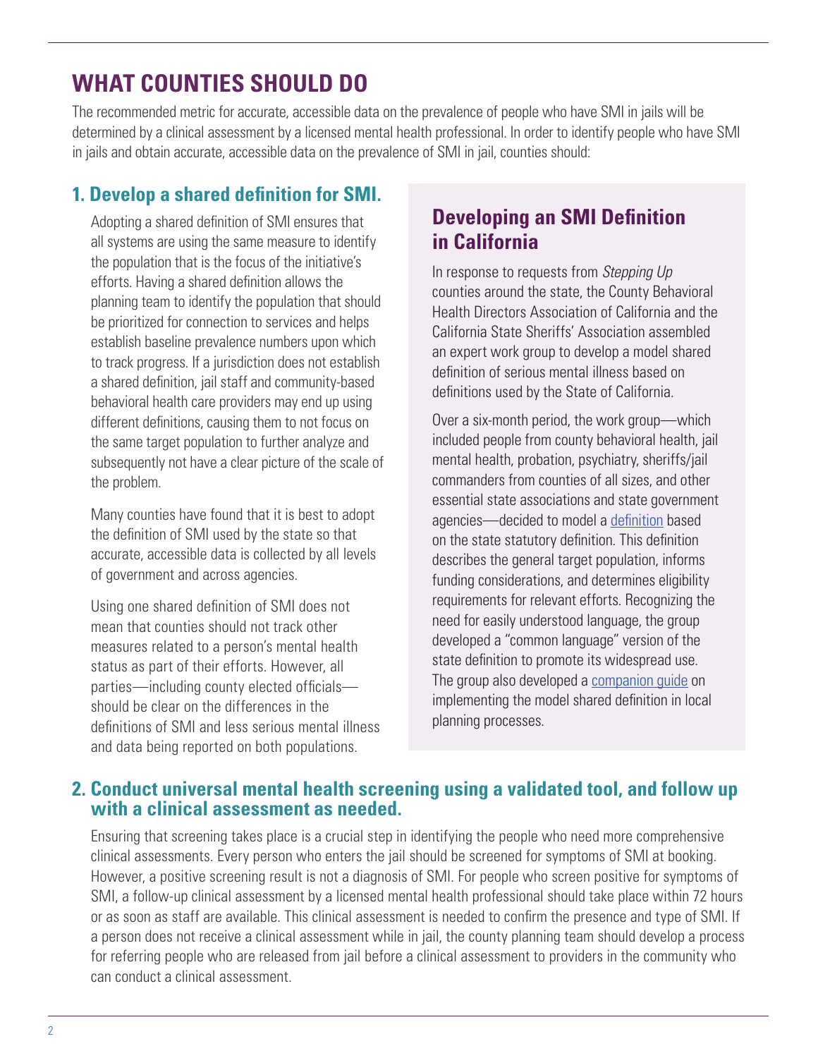## WHAT COUNTIES SHOULD DO

The recommended metric for accurate, accessible data on the prevalence of people who have SMI in jails will be determined by a clinical assessment by a licensed mental health professional. In order to identify people who have SMI in jails and obtain accurate, accessible data on the prevalence of SMI in jail, counties should:

### 1. Develop a shared definition for SMI.

Adopting a shared definition of SMI ensures that all systems are using the same measure to identify the population that is the focus of the initiative's efforts. Having a shared definition allows the planning team to identify the population that should be prioritized for connection to services and helps establish baseline prevalence numbers upon which to track progress. If a jurisdiction does not establish a shared definition, jail staff and community-based behavioral health care providers may end up using different definitions, causing them to not focus on the same target population to further analyze and subsequently not have a clear picture of the scale of the problem.

Many counties have found that it is best to adopt the definition of SMI used by the state so that accurate, accessible data is collected by all levels of government and across agencies.

Using one shared definition of SMI does not mean that counties should not track other measures related to a person's mental health status as part of their efforts. However, all parties—including county elected officials—should be clear on the differences in the definitions of SMI and less serious mental illness and data being reported on both populations.

### Developing an SMI Definition in California

In response to requests from *Stepping Up* counties around the state, the County Behavioral Health Directors Association of California and the California State Sheriffs' Association assembled an expert work group to develop a model shared definition of serious mental illness based on definitions used by the State of California.

Over a six-month period, the work group—which included people from county behavioral health, jail mental health, probation, psychiatry, sheriffs/jail commanders from counties of all sizes, and other essential state associations and state government agencies—decided to model a definition based on the state statutory definition. This definition describes the general target population, informs funding considerations, and determines eligibility requirements for relevant efforts. Recognizing the need for easily understood language, the group developed a "common language" version of the state definition to promote its widespread use. The group also developed a companion guide on implementing the model shared definition in local planning processes.

### 2. Conduct universal mental health screening using a validated tool, and follow up with a clinical assessment as needed.

Ensuring that screening takes place is a crucial step in identifying the people who need more comprehensive clinical assessments. Every person who enters the jail should be screened for symptoms of SMI at booking. However, a positive screening result is not a diagnosis of SMI. For people who screen positive for symptoms of SMI, a follow-up clinical assessment by a licensed mental health professional should take place within 72 hours or as soon as staff are available. This clinical assessment is needed to confirm the presence and type of SMI. If a person does not receive a clinical assessment while in jail, the county planning team should develop a process for referring people who are released from jail before a clinical assessment to providers in the community who can conduct a clinical assessment.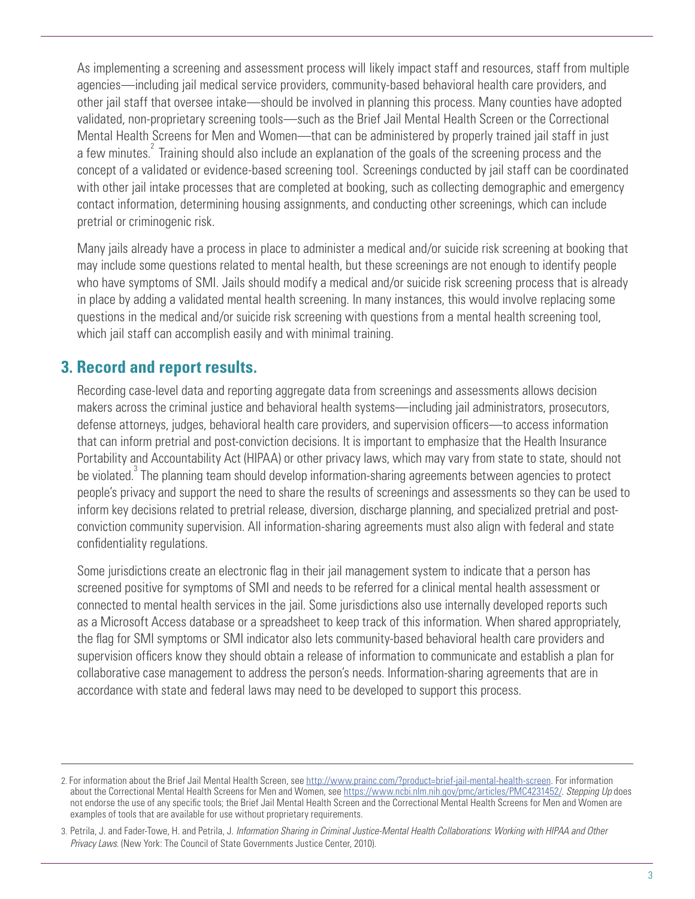As implementing a screening and assessment process will likely impact staff and resources, staff from multiple agencies—including jail medical service providers, community-based behavioral health care providers, and other jail staff that oversee intake—should be involved in planning this process. Many counties have adopted validated, non-proprietary screening tools—such as the Brief Jail Mental Health Screen or the Correctional Mental Health Screens for Men and Women—that can be administered by properly trained jail staff in just a few minutes.[2] Training should also include an explanation of the goals of the screening process and the concept of a validated or evidence-based screening tool. Screenings conducted by jail staff can be coordinated with other jail intake processes that are completed at booking, such as collecting demographic and emergency contact information, determining housing assignments, and conducting other screenings, which can include pretrial or criminogenic risk.

Many jails already have a process in place to administer a medical and/or suicide risk screening at booking that may include some questions related to mental health, but these screenings are not enough to identify people who have symptoms of SMI. Jails should modify a medical and/or suicide risk screening process that is already in place by adding a validated mental health screening. In many instances, this would involve replacing some questions in the medical and/or suicide risk screening with questions from a mental health screening tool, which jail staff can accomplish easily and with minimal training.

## 3. Record and report results.

Recording case-level data and reporting aggregate data from screenings and assessments allows decision makers across the criminal justice and behavioral health systems—including jail administrators, prosecutors, defense attorneys, judges, behavioral health care providers, and supervision officers—to access information that can inform pretrial and post-conviction decisions. It is important to emphasize that the Health Insurance Portability and Accountability Act (HIPAA) or other privacy laws, which may vary from state to state, should not be violated.[3] The planning team should develop information-sharing agreements between agencies to protect people's privacy and support the need to share the results of screenings and assessments so they can be used to inform key decisions related to pretrial release, diversion, discharge planning, and specialized pretrial and post-conviction community supervision. All information-sharing agreements must also align with federal and state confidentiality regulations.

Some jurisdictions create an electronic flag in their jail management system to indicate that a person has screened positive for symptoms of SMI and needs to be referred for a clinical mental health assessment or connected to mental health services in the jail. Some jurisdictions also use internally developed reports such as a Microsoft Access database or a spreadsheet to keep track of this information. When shared appropriately, the flag for SMI symptoms or SMI indicator also lets community-based behavioral health care providers and supervision officers know they should obtain a release of information to communicate and establish a plan for collaborative case management to address the person's needs. Information-sharing agreements that are in accordance with state and federal laws may need to be developed to support this process.

---

2. For information about the Brief Jail Mental Health Screen, see http://www.prainc.com/?product=brief-jail-mental-health-screen. For information about the Correctional Mental Health Screens for Men and Women, see https://www.ncbi.nlm.nih.gov/pmc/articles/PMC4231452/. *Stepping Up* does not endorse the use of any specific tools; the Brief Jail Mental Health Screen and the Correctional Mental Health Screens for Men and Women are examples of tools that are available for use without proprietary requirements.

3. Petrila, J. and Fader-Towe, H. and Petrila, J. *Information Sharing in Criminal Justice-Mental Health Collaborations: Working with HIPAA and Other Privacy Laws*. (New York: The Council of State Governments Justice Center, 2010).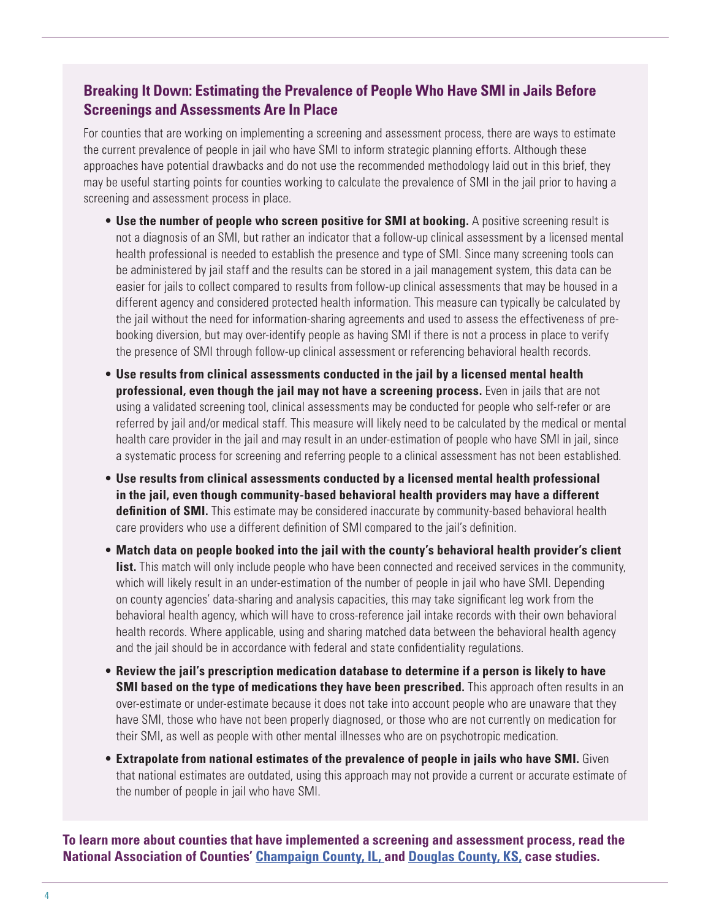## Breaking It Down: Estimating the Prevalence of People Who Have SMI in Jails Before Screenings and Assessments Are In Place

For counties that are working on implementing a screening and assessment process, there are ways to estimate the current prevalence of people in jail who have SMI to inform strategic planning efforts. Although these approaches have potential drawbacks and do not use the recommended methodology laid out in this brief, they may be useful starting points for counties working to calculate the prevalence of SMI in the jail prior to having a screening and assessment process in place.

- **Use the number of people who screen positive for SMI at booking.** A positive screening result is not a diagnosis of an SMI, but rather an indicator that a follow-up clinical assessment by a licensed mental health professional is needed to establish the presence and type of SMI. Since many screening tools can be administered by jail staff and the results can be stored in a jail management system, this data can be easier for jails to collect compared to results from follow-up clinical assessments that may be housed in a different agency and considered protected health information. This measure can typically be calculated by the jail without the need for information-sharing agreements and used to assess the effectiveness of pre-booking diversion, but may over-identify people as having SMI if there is not a process in place to verify the presence of SMI through follow-up clinical assessment or referencing behavioral health records.
- **Use results from clinical assessments conducted in the jail by a licensed mental health professional, even though the jail may not have a screening process.** Even in jails that are not using a validated screening tool, clinical assessments may be conducted for people who self-refer or are referred by jail and/or medical staff. This measure will likely need to be calculated by the medical or mental health care provider in the jail and may result in an under-estimation of people who have SMI in jail, since a systematic process for screening and referring people to a clinical assessment has not been established.
- **Use results from clinical assessments conducted by a licensed mental health professional in the jail, even though community-based behavioral health providers may have a different definition of SMI.** This estimate may be considered inaccurate by community-based behavioral health care providers who use a different definition of SMI compared to the jail's definition.
- **Match data on people booked into the jail with the county's behavioral health provider's client list.** This match will only include people who have been connected and received services in the community, which will likely result in an under-estimation of the number of people in jail who have SMI. Depending on county agencies' data-sharing and analysis capacities, this may take significant leg work from the behavioral health agency, which will have to cross-reference jail intake records with their own behavioral health records. Where applicable, using and sharing matched data between the behavioral health agency and the jail should be in accordance with federal and state confidentiality regulations.
- **Review the jail's prescription medication database to determine if a person is likely to have SMI based on the type of medications they have been prescribed.** This approach often results in an over-estimate or under-estimate because it does not take into account people who are unaware that they have SMI, those who have not been properly diagnosed, or those who are not currently on medication for their SMI, as well as people with other mental illnesses who are on psychotropic medication.
- **Extrapolate from national estimates of the prevalence of people in jails who have SMI.** Given that national estimates are outdated, using this approach may not provide a current or accurate estimate of the number of people in jail who have SMI.

**To learn more about counties that have implemented a screening and assessment process, read the National Association of Counties' Champaign County, IL, and Douglas County, KS, case studies.**